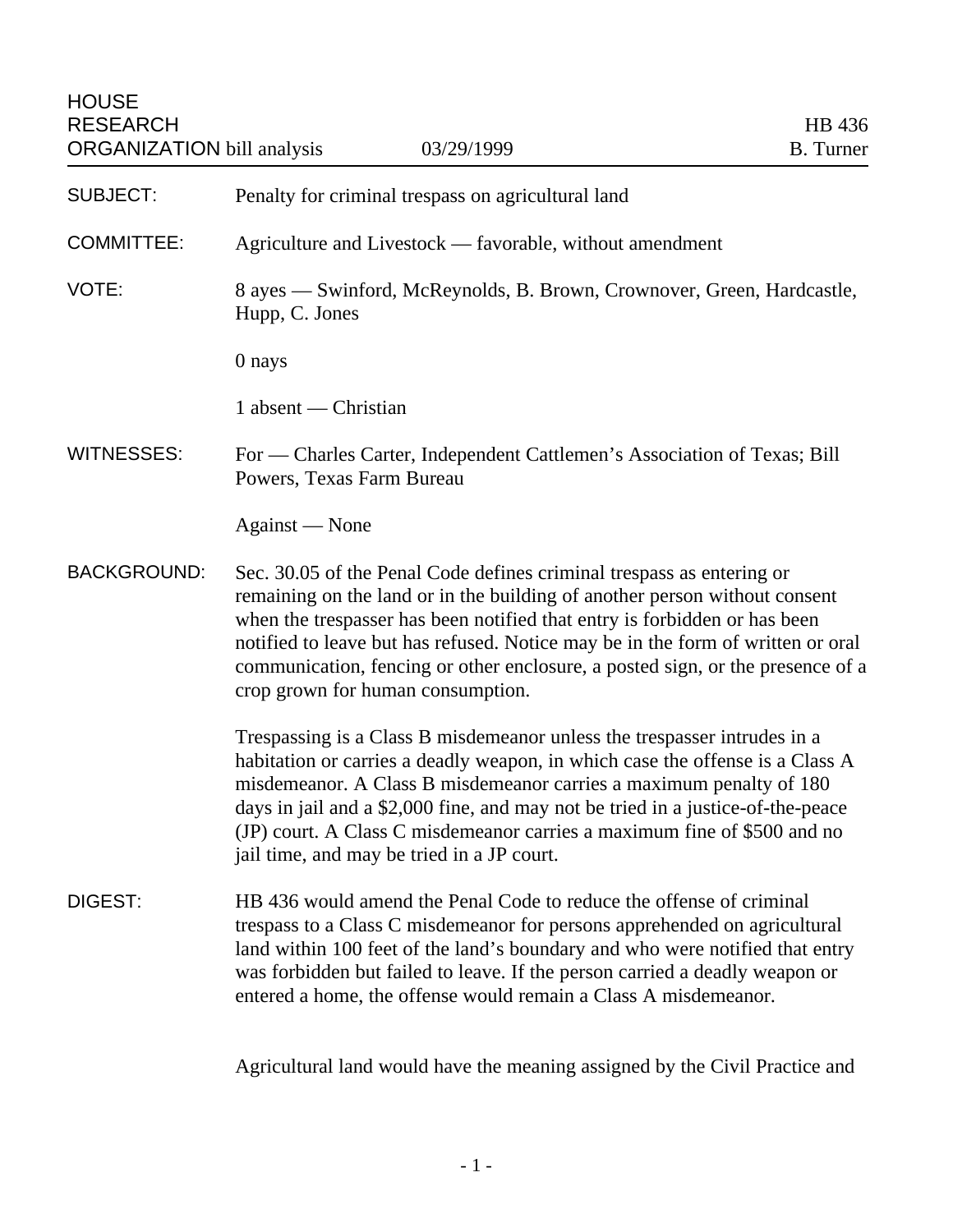HOUSE RESEARCH ORGANIZATION bill analysis | 03/29/1999 | HB 436 B. Turner

---

**SUBJECT:** Penalty for criminal trespass on agricultural land

**COMMITTEE:** Agriculture and Livestock — favorable, without amendment

**VOTE:** 8 ayes — Swinford, McReynolds, B. Brown, Crownover, Green, Hardcastle, Hupp, C. Jones

0 nays

1 absent — Christian

**WITNESSES:** For — Charles Carter, Independent Cattlemen's Association of Texas; Bill Powers, Texas Farm Bureau

Against — None

**BACKGROUND:** Sec. 30.05 of the Penal Code defines criminal trespass as entering or remaining on the land or in the building of another person without consent when the trespasser has been notified that entry is forbidden or has been notified to leave but has refused. Notice may be in the form of written or oral communication, fencing or other enclosure, a posted sign, or the presence of a crop grown for human consumption.

Trespassing is a Class B misdemeanor unless the trespasser intrudes in a habitation or carries a deadly weapon, in which case the offense is a Class A misdemeanor. A Class B misdemeanor carries a maximum penalty of 180 days in jail and a $2,000 fine, and may not be tried in a justice-of-the-peace (JP) court. A Class C misdemeanor carries a maximum fine of $500 and no jail time, and may be tried in a JP court.

**DIGEST:** HB 436 would amend the Penal Code to reduce the offense of criminal trespass to a Class C misdemeanor for persons apprehended on agricultural land within 100 feet of the land's boundary and who were notified that entry was forbidden but failed to leave. If the person carried a deadly weapon or entered a home, the offense would remain a Class A misdemeanor.

Agricultural land would have the meaning assigned by the Civil Practice and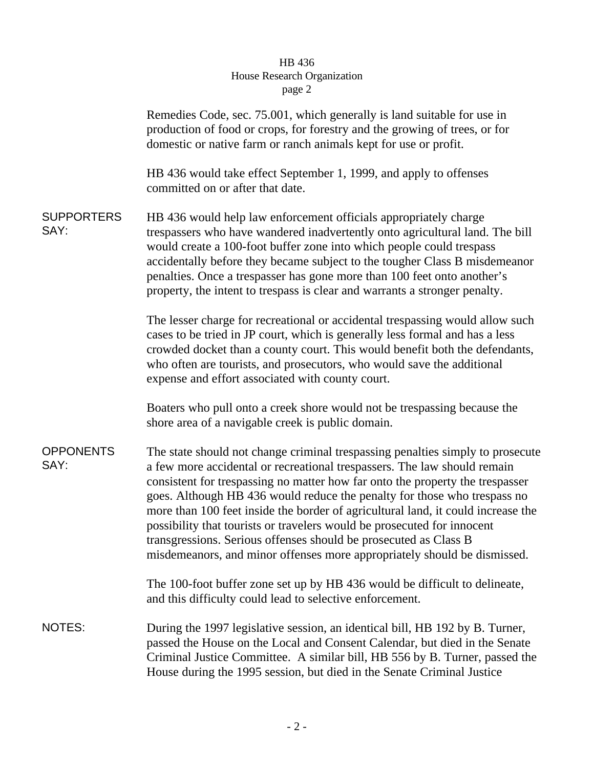Remedies Code, sec. 75.001, which generally is land suitable for use in production of food or crops, for forestry and the growing of trees, or for domestic or native farm or ranch animals kept for use or profit.

HB 436 would take effect September 1, 1999, and apply to offenses committed on or after that date.

**SUPPORTERS SAY:**

HB 436 would help law enforcement officials appropriately charge trespassers who have wandered inadvertently onto agricultural land. The bill would create a 100-foot buffer zone into which people could trespass accidentally before they became subject to the tougher Class B misdemeanor penalties. Once a trespasser has gone more than 100 feet onto another's property, the intent to trespass is clear and warrants a stronger penalty.

The lesser charge for recreational or accidental trespassing would allow such cases to be tried in JP court, which is generally less formal and has a less crowded docket than a county court. This would benefit both the defendants, who often are tourists, and prosecutors, who would save the additional expense and effort associated with county court.

Boaters who pull onto a creek shore would not be trespassing because the shore area of a navigable creek is public domain.

**OPPONENTS SAY:**

The state should not change criminal trespassing penalties simply to prosecute a few more accidental or recreational trespassers. The law should remain consistent for trespassing no matter how far onto the property the trespasser goes. Although HB 436 would reduce the penalty for those who trespass no more than 100 feet inside the border of agricultural land, it could increase the possibility that tourists or travelers would be prosecuted for innocent transgressions. Serious offenses should be prosecuted as Class B misdemeanors, and minor offenses more appropriately should be dismissed.

The 100-foot buffer zone set up by HB 436 would be difficult to delineate, and this difficulty could lead to selective enforcement.

**NOTES:**

During the 1997 legislative session, an identical bill, HB 192 by B. Turner, passed the House on the Local and Consent Calendar, but died in the Senate Criminal Justice Committee. A similar bill, HB 556 by B. Turner, passed the House during the 1995 session, but died in the Senate Criminal Justice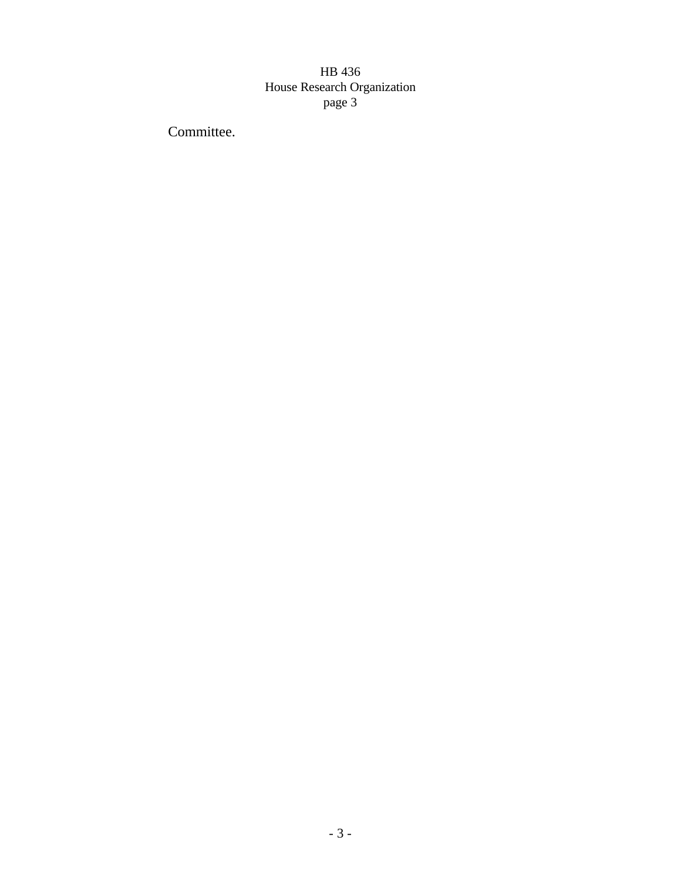Committee.